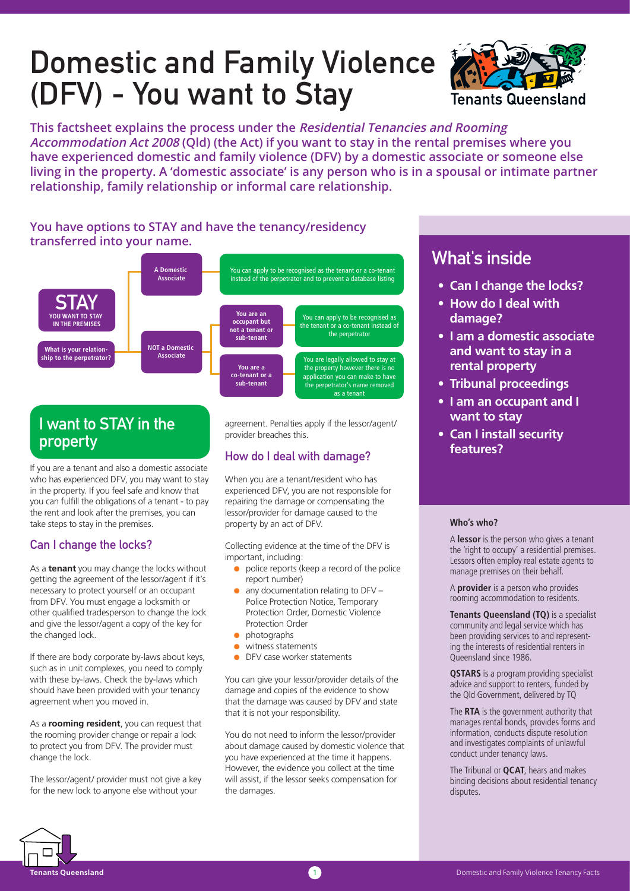# Domestic and Family Violence (DFV) - You want to Stay

**This factsheet explains the process under the *Residential Tenancies and Rooming Accommodation Act 2008* (Qld) (the Act) if you want to stay in the rental premises where you have experienced domestic and family violence (DFV) by a domestic associate or someone else living in the property. A 'domestic associate' is any person who is in a spousal or intimate partner relationship, family relationship or informal care relationship.**

### You have options to STAY and have the tenancy/residency transferred into your name.

**STAY** — YOU WANT TO STAY IN THE PREMISES

What is your relationship to the perpetrator?

- **A Domestic Associate** → You can apply to be recognised as the tenant or a co-tenant instead of the perpetrator and to prevent a database listing
- **NOT a Domestic Associate**
  - **You are an occupant but not a tenant or sub-tenant** → You can apply to be recognised as the tenant or a co-tenant instead of the perpetrator
  - **You are a co-tenant or a sub-tenant** → You are legally allowed to stay at the property however there is no application you can make to have the perpetrator's name removed as a tenant

## What's inside

- **Can I change the locks?**
- **How do I deal with damage?**
- **I am a domestic associate and want to stay in a rental property**
- **Tribunal proceedings**
- **I am an occupant and I want to stay**
- **Can I install security features?**

## I want to STAY in the property

If you are a tenant and also a domestic associate who has experienced DFV, you may want to stay in the property. If you feel safe and know that you can fulfill the obligations of a tenant - to pay the rent and look after the premises, you can take steps to stay in the premises.

### Can I change the locks?

As a **tenant** you may change the locks without getting the agreement of the lessor/agent if it's necessary to protect yourself or an occupant from DFV. You must engage a locksmith or other qualified tradesperson to change the lock and give the lessor/agent a copy of the key for the changed lock.

If there are body corporate by-laws about keys, such as in unit complexes, you need to comply with these by-laws. Check the by-laws which should have been provided with your tenancy agreement when you moved in.

As a **rooming resident**, you can request that the rooming provider change or repair a lock to protect you from DFV. The provider must change the lock.

The lessor/agent/ provider must not give a key for the new lock to anyone else without your agreement. Penalties apply if the lessor/agent/ provider breaches this.

### How do I deal with damage?

When you are a tenant/resident who has experienced DFV, you are not responsible for repairing the damage or compensating the lessor/provider for damage caused to the property by an act of DFV.

Collecting evidence at the time of the DFV is important, including:

- police reports (keep a record of the police report number)
- any documentation relating to DFV – Police Protection Notice, Temporary Protection Order, Domestic Violence Protection Order
- photographs
- witness statements
- DFV case worker statements

You can give your lessor/provider details of the damage and copies of the evidence to show that the damage was caused by DFV and state that it is not your responsibility.

You do not need to inform the lessor/provider about damage caused by domestic violence that you have experienced at the time it happens. However, the evidence you collect at the time will assist, if the lessor seeks compensation for the damages.

#### Who's who?

A **lessor** is the person who gives a tenant the 'right to occupy' a residential premises. Lessors often employ real estate agents to manage premises on their behalf.

A **provider** is a person who provides rooming accommodation to residents.

**Tenants Queensland (TQ)** is a specialist community and legal service which has been providing services to and representing the interests of residential renters in Queensland since 1986.

**QSTARS** is a program providing specialist advice and support to renters, funded by the Qld Government, delivered by TQ

The **RTA** is the government authority that manages rental bonds, provides forms and information, conducts dispute resolution and investigates complaints of unlawful conduct under tenancy laws.

The Tribunal or **QCAT**, hears and makes binding decisions about residential tenancy disputes.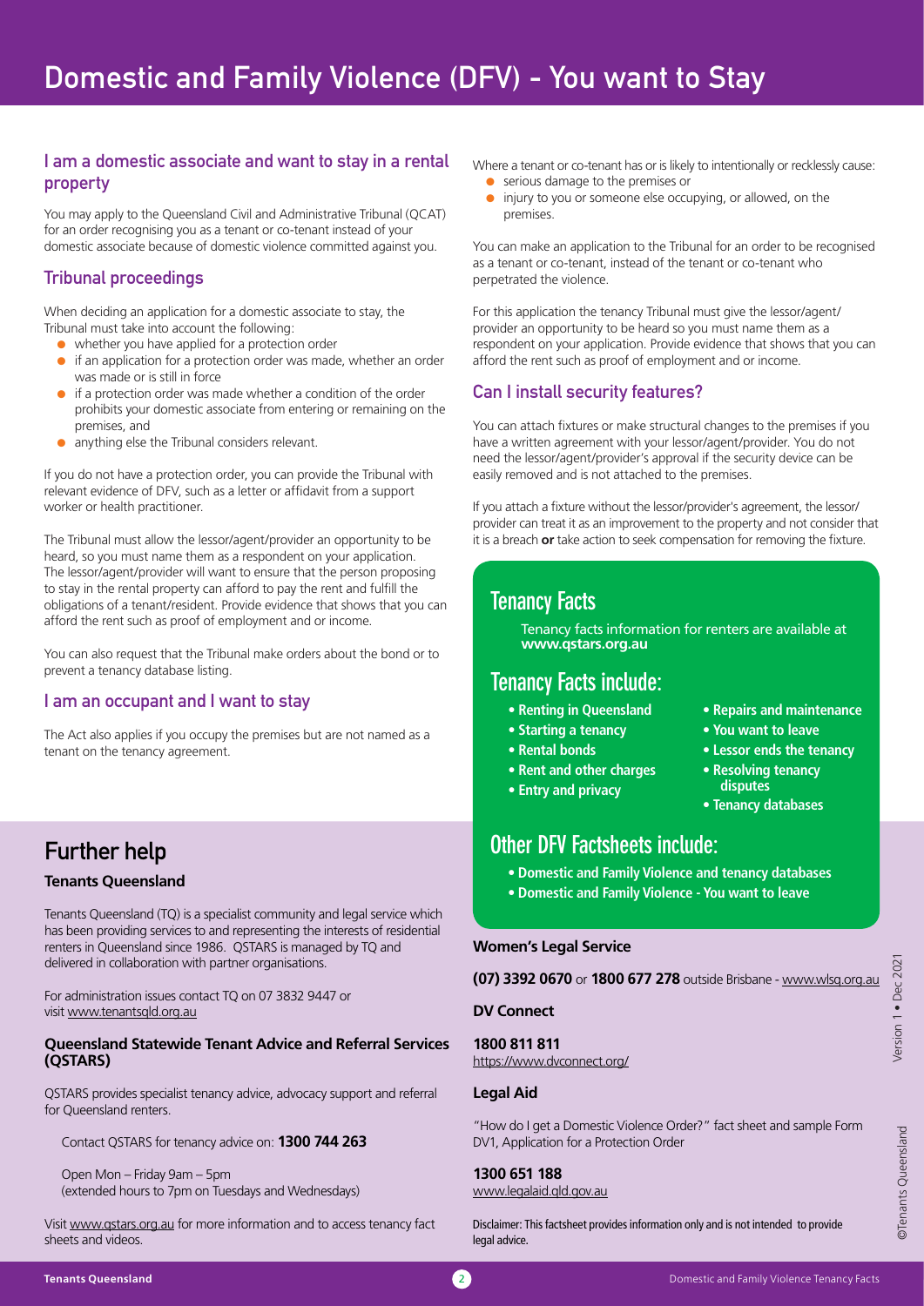# Domestic and Family Violence (DFV) - You want to Stay

## I am a domestic associate and want to stay in a rental property

You may apply to the Queensland Civil and Administrative Tribunal (QCAT) for an order recognising you as a tenant or co-tenant instead of your domestic associate because of domestic violence committed against you.

## Tribunal proceedings

When deciding an application for a domestic associate to stay, the Tribunal must take into account the following:

- whether you have applied for a protection order
- if an application for a protection order was made, whether an order was made or is still in force
- if a protection order was made whether a condition of the order prohibits your domestic associate from entering or remaining on the premises, and
- anything else the Tribunal considers relevant.

If you do not have a protection order, you can provide the Tribunal with relevant evidence of DFV, such as a letter or affidavit from a support worker or health practitioner.

The Tribunal must allow the lessor/agent/provider an opportunity to be heard, so you must name them as a respondent on your application. The lessor/agent/provider will want to ensure that the person proposing to stay in the rental property can afford to pay the rent and fulfill the obligations of a tenant/resident. Provide evidence that shows that you can afford the rent such as proof of employment and or income.

You can also request that the Tribunal make orders about the bond or to prevent a tenancy database listing.

## I am an occupant and I want to stay

The Act also applies if you occupy the premises but are not named as a tenant on the tenancy agreement.

Where a tenant or co-tenant has or is likely to intentionally or recklessly cause:

- serious damage to the premises or
- injury to you or someone else occupying, or allowed, on the premises.

You can make an application to the Tribunal for an order to be recognised as a tenant or co-tenant, instead of the tenant or co-tenant who perpetrated the violence.

For this application the tenancy Tribunal must give the lessor/agent/provider an opportunity to be heard so you must name them as a respondent on your application. Provide evidence that shows that you can afford the rent such as proof of employment and or income.

## Can I install security features?

You can attach fixtures or make structural changes to the premises if you have a written agreement with your lessor/agent/provider. You do not need the lessor/agent/provider's approval if the security device can be easily removed and is not attached to the premises.

If you attach a fixture without the lessor/provider's agreement, the lessor/provider can treat it as an improvement to the property and not consider that it is a breach **or** take action to seek compensation for removing the fixture.

## Tenancy Facts

Tenancy facts information for renters are available at **www.qstars.org.au**

## Tenancy Facts include:

- **Renting in Queensland**
- **Starting a tenancy**
- **Rental bonds**
- **Rent and other charges**
- **Entry and privacy**
- **Repairs and maintenance**
- **You want to leave**
- **Lessor ends the tenancy**
- **Resolving tenancy disputes**
- **Tenancy databases**

## Other DFV Factsheets include:

- **Domestic and Family Violence and tenancy databases**
- **Domestic and Family Violence - You want to leave**

# Further help

**Tenants Queensland**

Tenants Queensland (TQ) is a specialist community and legal service which has been providing services to and representing the interests of residential renters in Queensland since 1986. QSTARS is managed by TQ and delivered in collaboration with partner organisations.

For administration issues contact TQ on 07 3832 9447 or visit www.tenantsqld.org.au

**Queensland Statewide Tenant Advice and Referral Services (QSTARS)**

QSTARS provides specialist tenancy advice, advocacy support and referral for Queensland renters.

Contact QSTARS for tenancy advice on: **1300 744 263**

Open Mon – Friday 9am – 5pm
(extended hours to 7pm on Tuesdays and Wednesdays)

Visit www.qstars.org.au for more information and to access tenancy fact sheets and videos.

**Women's Legal Service**

**(07) 3392 0670** or **1800 677 278** outside Brisbane - www.wlsq.org.au

**DV Connect**

**1800 811 811**
https://www.dvconnect.org/

**Legal Aid**

"How do I get a Domestic Violence Order?" fact sheet and sample Form DV1, Application for a Protection Order

**1300 651 188**
www.legalaid.qld.gov.au

Disclaimer: This factsheet provides information only and is not intended to provide legal advice.

Version 1 • Dec 2021

©Tenants Queensland